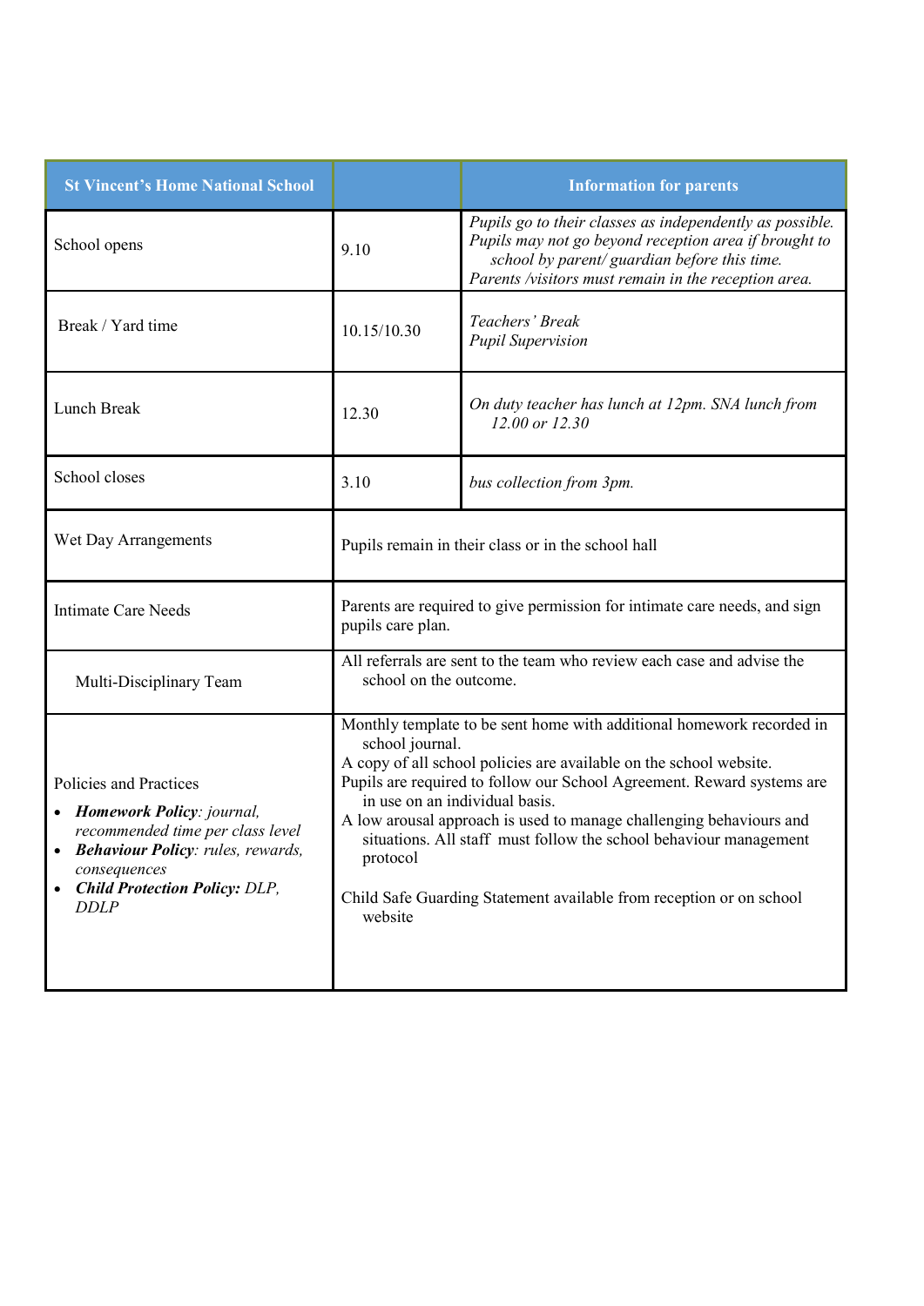| St Vincent's Home National School | | Information for parents |
|---|---|---|
| School opens | 9.10 | *Pupils go to their classes as independently as possible. Pupils may not go beyond reception area if brought to school by parent/ guardian before this time. Parents /visitors must remain in the reception area.* |
| Break / Yard time | 10.15/10.30 | *Teachers' Break*<br>*Pupil Supervision* |
| Lunch Break | 12.30 | *On duty teacher has lunch at 12pm. SNA lunch from 12.00 or 12.30* |
| School closes | 3.10 | *bus collection from 3pm.* |
| Wet Day Arrangements | Pupils remain in their class or in the school hall | |
| Intimate Care Needs | Parents are required to give permission for intimate care needs, and sign pupils care plan. | |
| Multi-Disciplinary Team | All referrals are sent to the team who review each case and advise the school on the outcome. | |
| Policies and Practices<br>• ***Homework Policy****: journal, recommended time per class level*<br>• ***Behaviour Policy****: rules, rewards, consequences*<br>• ***Child Protection Policy:*** *DLP, DDLP* | Monthly template to be sent home with additional homework recorded in school journal.<br>A copy of all school policies are available on the school website.<br>Pupils are required to follow our School Agreement. Reward systems are in use on an individual basis.<br>A low arousal approach is used to manage challenging behaviours and situations. All staff must follow the school behaviour management protocol<br><br>Child Safe Guarding Statement available from reception or on school website | |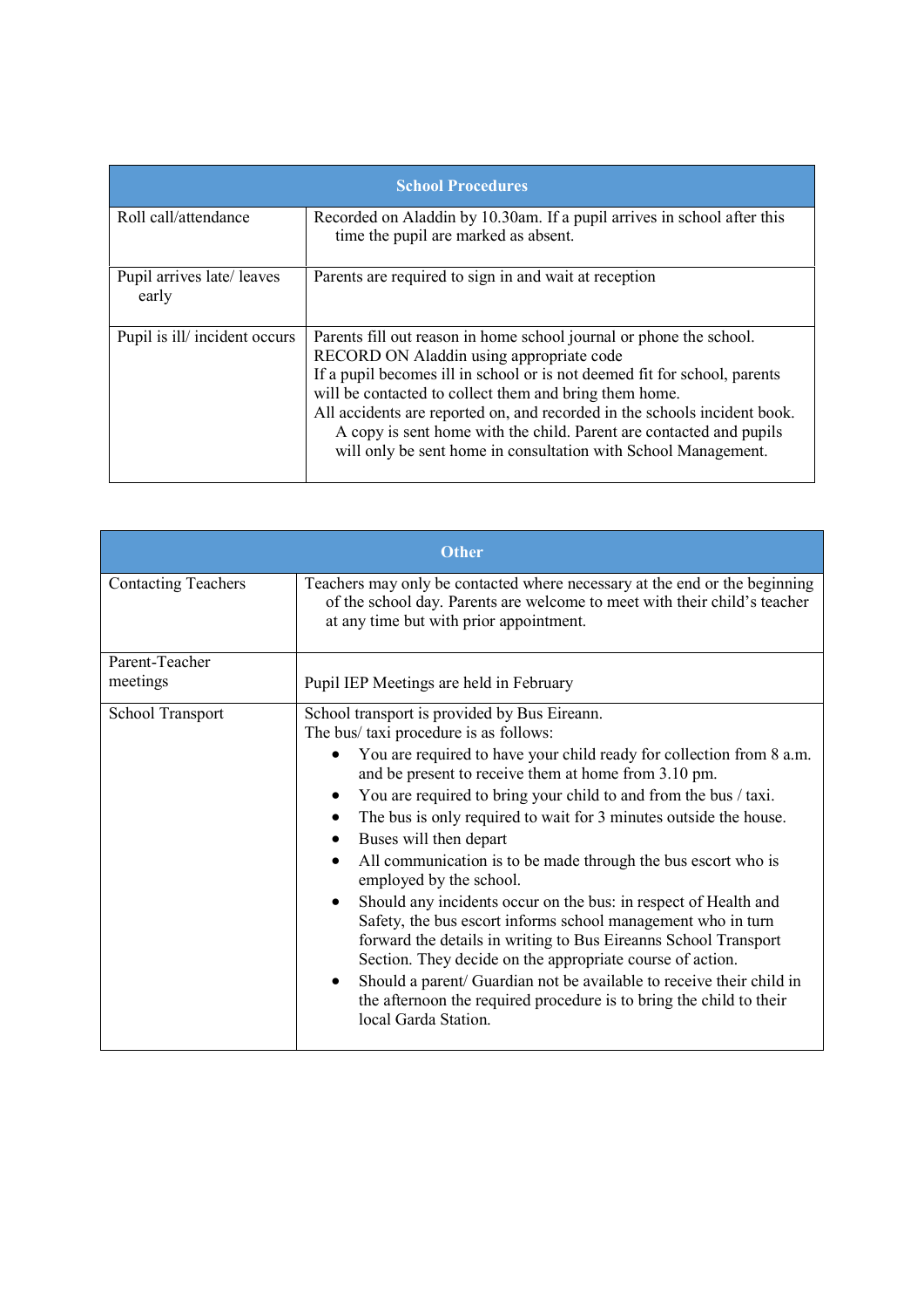| School Procedures | |
|---|---|
| Roll call/attendance | Recorded on Aladdin by 10.30am. If a pupil arrives in school after this time the pupil are marked as absent. |
| Pupil arrives late/ leaves early | Parents are required to sign in and wait at reception |
| Pupil is ill/ incident occurs | Parents fill out reason in home school journal or phone the school. RECORD ON Aladdin using appropriate code<br>If a pupil becomes ill in school or is not deemed fit for school, parents will be contacted to collect them and bring them home.<br>All accidents are reported on, and recorded in the schools incident book. A copy is sent home with the child. Parent are contacted and pupils will only be sent home in consultation with School Management. |

| Other | |
|---|---|
| Contacting Teachers | Teachers may only be contacted where necessary at the end or the beginning of the school day. Parents are welcome to meet with their child's teacher at any time but with prior appointment. |
| Parent-Teacher meetings | Pupil IEP Meetings are held in February |
| School Transport | School transport is provided by Bus Eireann.<br>The bus/ taxi procedure is as follows:<br>• You are required to have your child ready for collection from 8 a.m. and be present to receive them at home from 3.10 pm.<br>• You are required to bring your child to and from the bus / taxi.<br>• The bus is only required to wait for 3 minutes outside the house.<br>• Buses will then depart<br>• All communication is to be made through the bus escort who is employed by the school.<br>• Should any incidents occur on the bus: in respect of Health and Safety, the bus escort informs school management who in turn forward the details in writing to Bus Eireanns School Transport Section. They decide on the appropriate course of action.<br>• Should a parent/ Guardian not be available to receive their child in the afternoon the required procedure is to bring the child to their local Garda Station. |